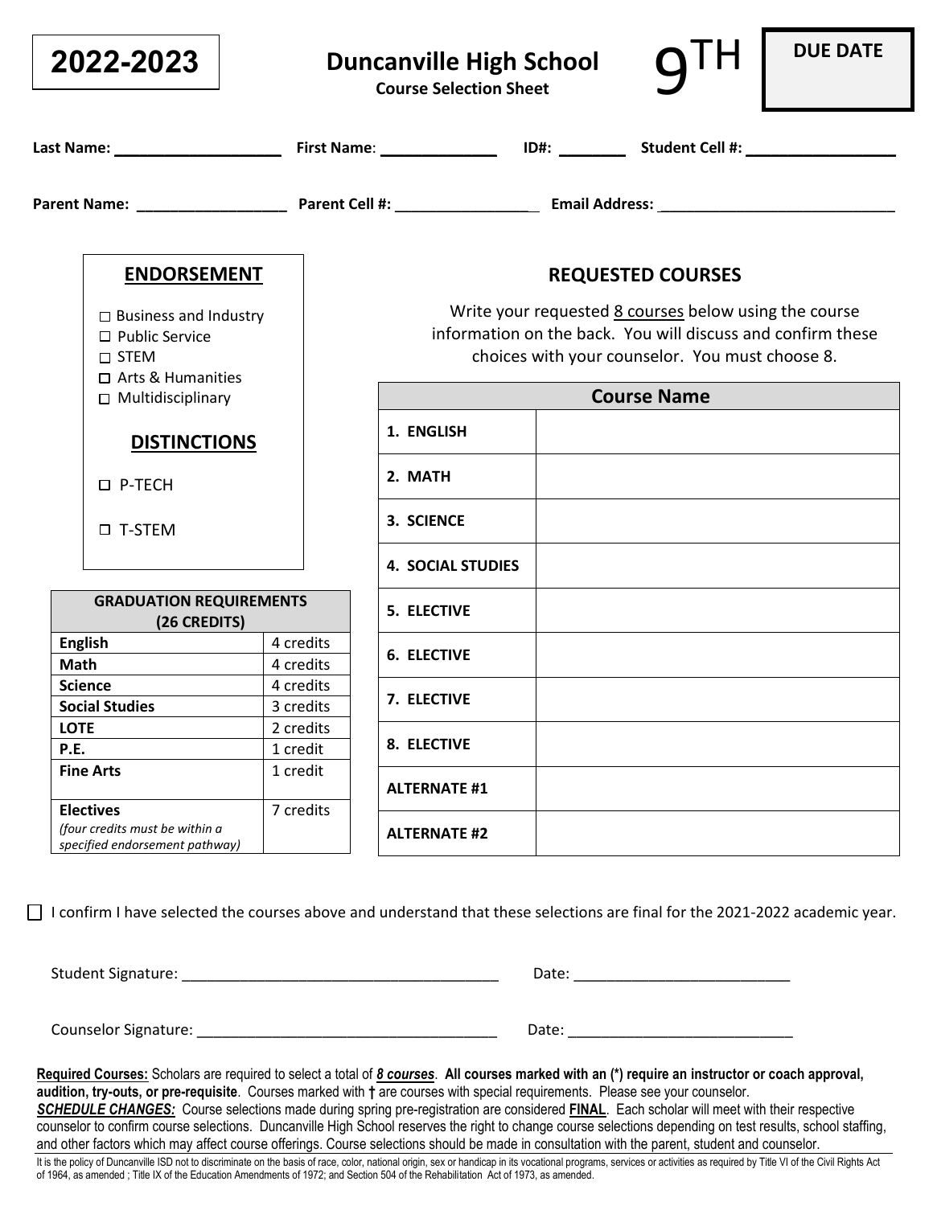**2022-2023**

# Duncanville High School

**Course Selection Sheet**

# 9TH

**DUE DATE**

**Last Name:** ___________________ **First Name**: _____________ **ID#:** ________ **Student Cell #:** _________________

**Parent Name:** __________________ **Parent Cell #:** _________________ **Email Address:** _____________________________

## ENDORSEMENT

- ☐ Business and Industry
- ☐ Public Service
- ☐ STEM
- ☐ Arts & Humanities
- ☐ Multidisciplinary

## DISTINCTIONS

- ☐ P-TECH
- ☐ T-STEM

| GRADUATION REQUIREMENTS (26 CREDITS) | |
|---|---|
| **English** | 4 credits |
| **Math** | 4 credits |
| **Science** | 4 credits |
| **Social Studies** | 3 credits |
| **LOTE** | 2 credits |
| **P.E.** | 1 credit |
| **Fine Arts** | 1 credit |
| **Electives** *(four credits must be within a specified endorsement pathway)* | 7 credits |

## REQUESTED COURSES

Write your requested 8 courses below using the course information on the back. You will discuss and confirm these choices with your counselor. You must choose 8.

| Course Name | |
|---|---|
| **1. ENGLISH** | |
| **2. MATH** | |
| **3. SCIENCE** | |
| **4. SOCIAL STUDIES** | |
| **5. ELECTIVE** | |
| **6. ELECTIVE** | |
| **7. ELECTIVE** | |
| **8. ELECTIVE** | |
| **ALTERNATE #1** | |
| **ALTERNATE #2** | |

☐ I confirm I have selected the courses above and understand that these selections are final for the 2021-2022 academic year.

Student Signature: ______________________________________ Date: __________________________

Counselor Signature: _____________________________________ Date: ____________________________

**Required Courses:** Scholars are required to select a total of ***8 courses***. **All courses marked with an (*) require an instructor or coach approval, audition, try-outs, or pre-requisite**. Courses marked with **†** are courses with special requirements. Please see your counselor.
***SCHEDULE CHANGES:*** Course selections made during spring pre-registration are considered **FINAL**. Each scholar will meet with their respective counselor to confirm course selections. Duncanville High School reserves the right to change course selections depending on test results, school staffing, and other factors which may affect course offerings. Course selections should be made in consultation with the parent, student and counselor.

It is the policy of Duncanville ISD not to discriminate on the basis of race, color, national origin, sex or handicap in its vocational programs, services or activities as required by Title VI of the Civil Rights Act of 1964, as amended ; Title IX of the Education Amendments of 1972; and Section 504 of the Rehabilitation Act of 1973, as amended.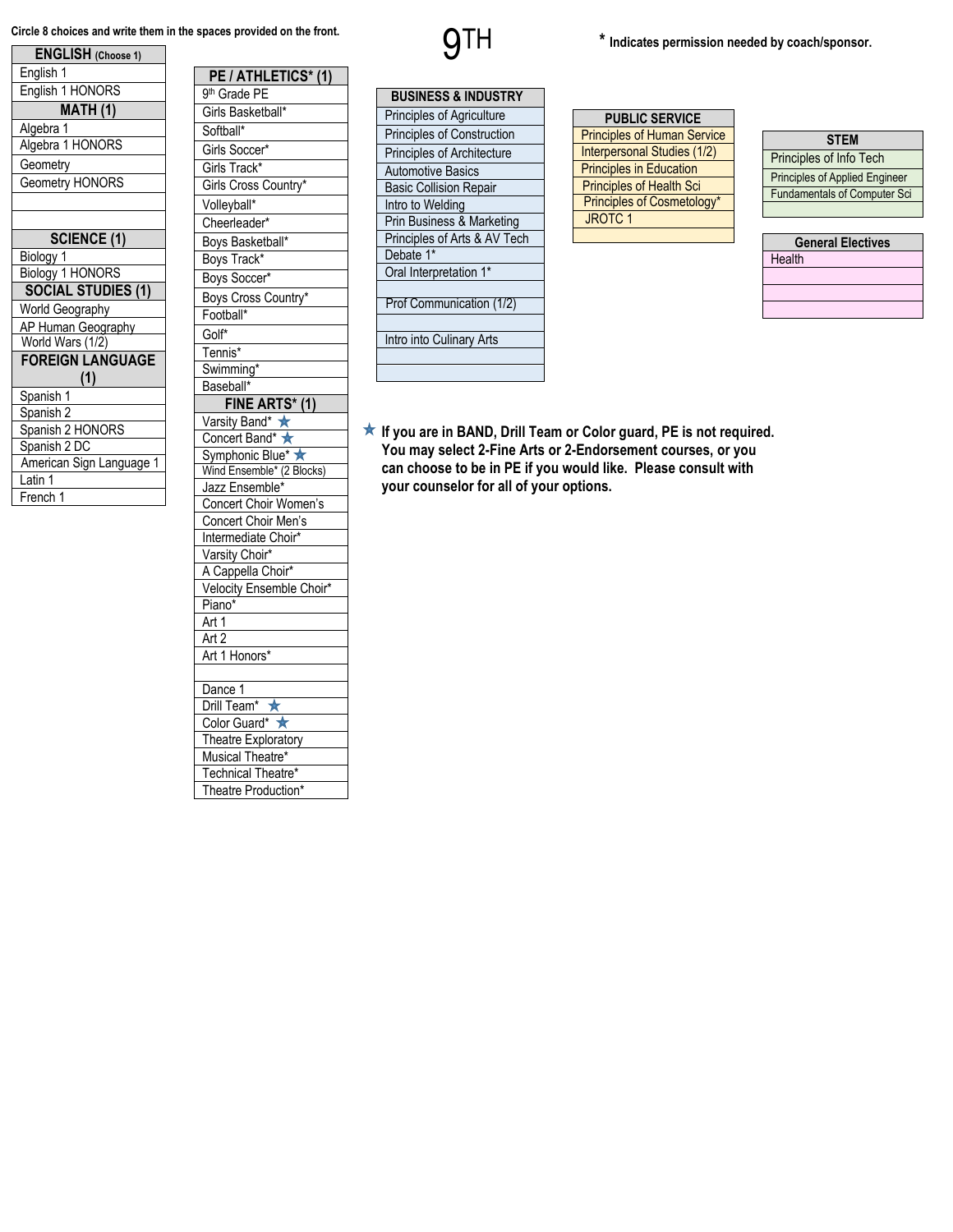Circle 8 choices and write them in the spaces provided on the front.

# 9TH

\* Indicates permission needed by coach/sponsor.

| ENGLISH (Choose 1) |
|---|
| English 1 |
| English 1 HONORS |

| MATH (1) |
|---|
| Algebra 1 |
| Algebra 1 HONORS |
| Geometry |
| Geometry HONORS |
| |
| |

| SCIENCE (1) |
|---|
| Biology 1 |
| Biology 1 HONORS |

| SOCIAL STUDIES (1) |
|---|
| World Geography |
| AP Human Geography |
| World Wars (1/2) |

| FOREIGN LANGUAGE (1) |
|---|
| Spanish 1 |
| Spanish 2 |
| Spanish 2 HONORS |
| Spanish 2 DC |
| American Sign Language 1 |
| Latin 1 |
| French 1 |

| PE / ATHLETICS* (1) |
|---|
| 9th Grade PE |
| Girls Basketball* |
| Softball* |
| Girls Soccer* |
| Girls Track* |
| Girls Cross Country* |
| Volleyball* |
| Cheerleader* |
| Boys Basketball* |
| Boys Track* |
| Boys Soccer* |
| Boys Cross Country* |
| Football* |
| Golf* |
| Tennis* |
| Swimming* |
| Baseball* |

| FINE ARTS* (1) |
|---|
| Varsity Band* ★ |
| Concert Band* ★ |
| Symphonic Blue* ★ |
| Wind Ensemble* (2 Blocks) |
| Jazz Ensemble* |
| Concert Choir Women's |
| Concert Choir Men's |
| Intermediate Choir* |
| Varsity Choir* |
| A Cappella Choir* |
| Velocity Ensemble Choir* |
| Piano* |
| Art 1 |
| Art 2 |
| Art 1 Honors* |
| |
| Dance 1 |
| Drill Team* ★ |
| Color Guard* ★ |
| Theatre Exploratory |
| Musical Theatre* |
| Technical Theatre* |
| Theatre Production* |

| BUSINESS & INDUSTRY |
|---|
| Principles of Agriculture |
| Principles of Construction |
| Principles of Architecture |
| Automotive Basics |
| Basic Collision Repair |
| Intro to Welding |
| Prin Business & Marketing |
| Principles of Arts & AV Tech |
| Debate 1* |
| Oral Interpretation 1* |
| |
| Prof Communication (1/2) |
| |
| Intro into Culinary Arts |
| |
| |

| PUBLIC SERVICE |
|---|
| Principles of Human Service |
| Interpersonal Studies (1/2) |
| Principles in Education |
| Principles of Health Sci |
| Principles of Cosmetology* |
| JROTC 1 |
| |

| STEM |
|---|
| Principles of Info Tech |
| Principles of Applied Engineer |
| Fundamentals of Computer Sci |
| |

| General Electives |
|---|
| Health |
| |
| |
| |

★ **If you are in BAND, Drill Team or Color guard, PE is not required. You may select 2-Fine Arts or 2-Endorsement courses, or you can choose to be in PE if you would like. Please consult with your counselor for all of your options.**